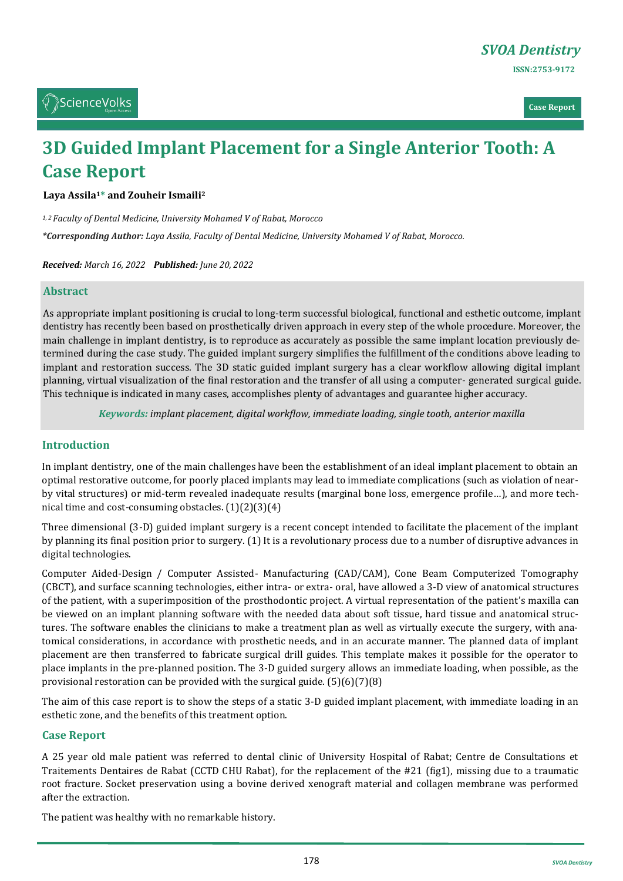# 3D Guided Implant Placement for a Single Anterior Tooth: A Case Report

**Laya Assila[1*] and Zouheir Ismaili[2]**

*[1, 2] Faculty of Dental Medicine, University Mohamed V of Rabat, Morocco*

***\*Corresponding Author:** Laya Assila, Faculty of Dental Medicine, University Mohamed V of Rabat, Morocco.*

***Received:** March 16, 2022* ***Published:** June 20, 2022*

## Abstract

As appropriate implant positioning is crucial to long-term successful biological, functional and esthetic outcome, implant dentistry has recently been based on prosthetically driven approach in every step of the whole procedure. Moreover, the main challenge in implant dentistry, is to reproduce as accurately as possible the same implant location previously determined during the case study. The guided implant surgery simplifies the fulfillment of the conditions above leading to implant and restoration success. The 3D static guided implant surgery has a clear workflow allowing digital implant planning, virtual visualization of the final restoration and the transfer of all using a computer- generated surgical guide. This technique is indicated in many cases, accomplishes plenty of advantages and guarantee higher accuracy.

***Keywords:*** *implant placement, digital workflow, immediate loading, single tooth, anterior maxilla*

## Introduction

In implant dentistry, one of the main challenges have been the establishment of an ideal implant placement to obtain an optimal restorative outcome, for poorly placed implants may lead to immediate complications (such as violation of nearby vital structures) or mid-term revealed inadequate results (marginal bone loss, emergence profile…), and more technical time and cost-consuming obstacles. (1)(2)(3)(4)

Three dimensional (3-D) guided implant surgery is a recent concept intended to facilitate the placement of the implant by planning its final position prior to surgery. (1) It is a revolutionary process due to a number of disruptive advances in digital technologies.

Computer Aided-Design / Computer Assisted- Manufacturing (CAD/CAM), Cone Beam Computerized Tomography (CBCT), and surface scanning technologies, either intra- or extra- oral, have allowed a 3-D view of anatomical structures of the patient, with a superimposition of the prosthodontic project. A virtual representation of the patient's maxilla can be viewed on an implant planning software with the needed data about soft tissue, hard tissue and anatomical structures. The software enables the clinicians to make a treatment plan as well as virtually execute the surgery, with anatomical considerations, in accordance with prosthetic needs, and in an accurate manner. The planned data of implant placement are then transferred to fabricate surgical drill guides. This template makes it possible for the operator to place implants in the pre-planned position. The 3-D guided surgery allows an immediate loading, when possible, as the provisional restoration can be provided with the surgical guide. (5)(6)(7)(8)

The aim of this case report is to show the steps of a static 3-D guided implant placement, with immediate loading in an esthetic zone, and the benefits of this treatment option.

## Case Report

A 25 year old male patient was referred to dental clinic of University Hospital of Rabat; Centre de Consultations et Traitements Dentaires de Rabat (CCTD CHU Rabat), for the replacement of the #21 (fig1), missing due to a traumatic root fracture. Socket preservation using a bovine derived xenograft material and collagen membrane was performed after the extraction.

The patient was healthy with no remarkable history.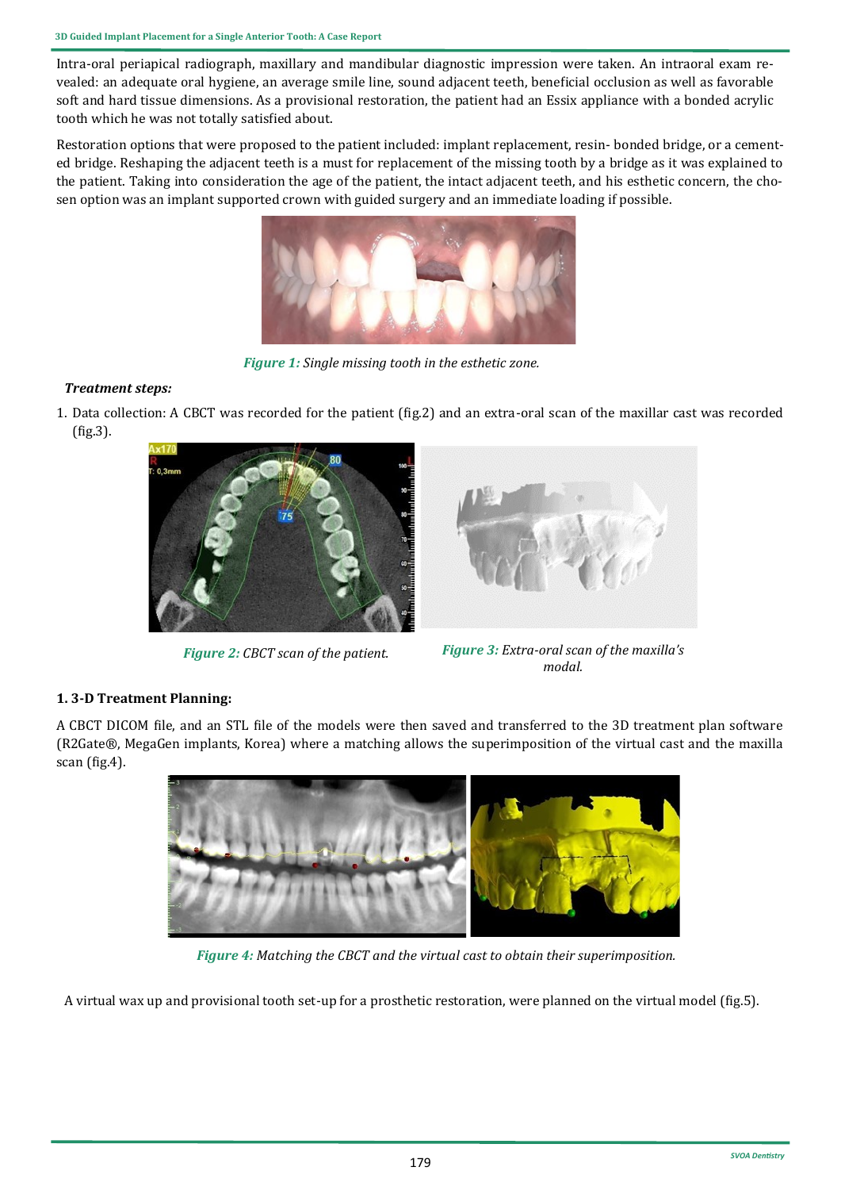Intra-oral periapical radiograph, maxillary and mandibular diagnostic impression were taken. An intraoral exam revealed: an adequate oral hygiene, an average smile line, sound adjacent teeth, beneficial occlusion as well as favorable soft and hard tissue dimensions. As a provisional restoration, the patient had an Essix appliance with a bonded acrylic tooth which he was not totally satisfied about.

Restoration options that were proposed to the patient included: implant replacement, resin- bonded bridge, or a cemented bridge. Reshaping the adjacent teeth is a must for replacement of the missing tooth by a bridge as it was explained to the patient. Taking into consideration the age of the patient, the intact adjacent teeth, and his esthetic concern, the chosen option was an implant supported crown with guided surgery and an immediate loading if possible.

***Figure 1:*** *Single missing tooth in the esthetic zone.*

***Treatment steps:***

1. Data collection: A CBCT was recorded for the patient (fig.2) and an extra-oral scan of the maxillar cast was recorded (fig.3).

***Figure 2:*** *CBCT scan of the patient.*

***Figure 3:*** *Extra-oral scan of the maxilla's modal.*

**1. 3-D Treatment Planning:**

A CBCT DICOM file, and an STL file of the models were then saved and transferred to the 3D treatment plan software (R2Gate®, MegaGen implants, Korea) where a matching allows the superimposition of the virtual cast and the maxilla scan (fig.4).

***Figure 4:*** *Matching the CBCT and the virtual cast to obtain their superimposition.*

A virtual wax up and provisional tooth set-up for a prosthetic restoration, were planned on the virtual model (fig.5).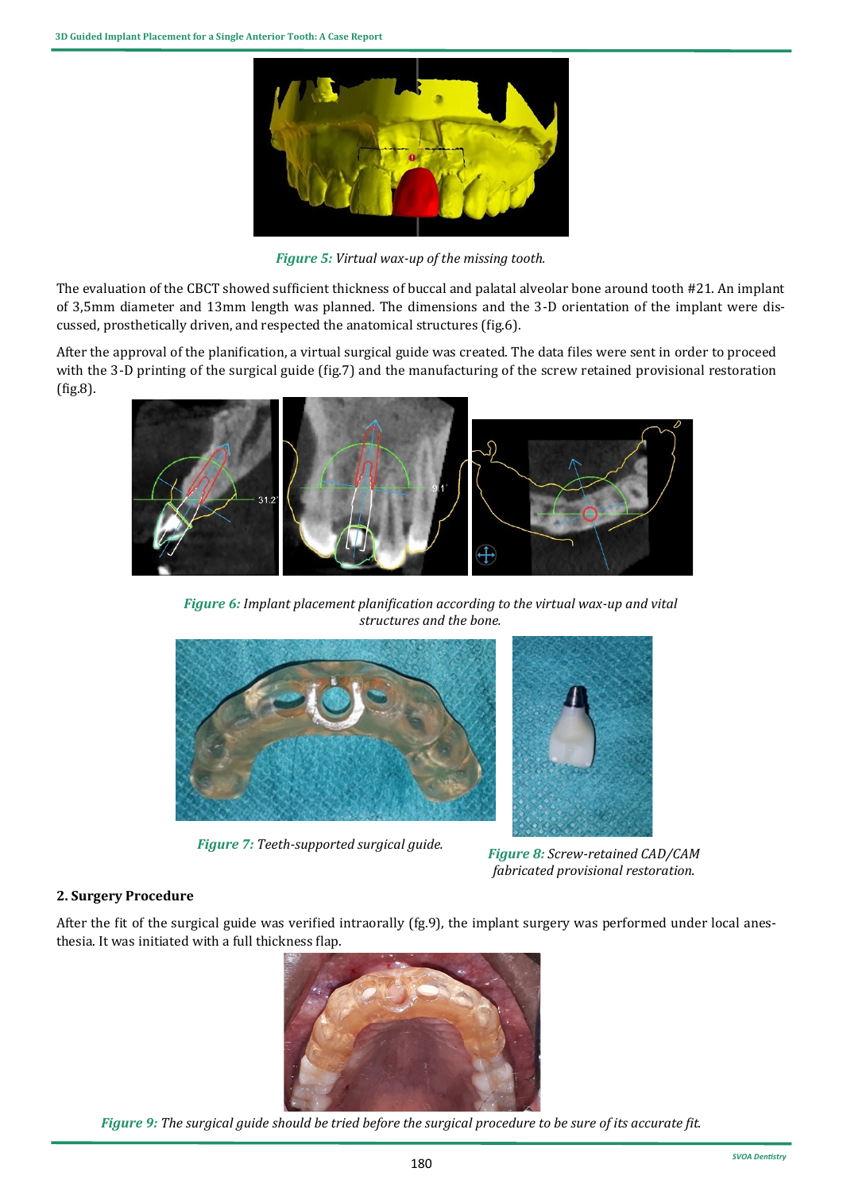*Figure 5:* *Virtual wax-up of the missing tooth.*

The evaluation of the CBCT showed sufficient thickness of buccal and palatal alveolar bone around tooth #21. An implant of 3,5mm diameter and 13mm length was planned. The dimensions and the 3-D orientation of the implant were discussed, prosthetically driven, and respected the anatomical structures (fig.6).

After the approval of the planification, a virtual surgical guide was created. The data files were sent in order to proceed with the 3-D printing of the surgical guide (fig.7) and the manufacturing of the screw retained provisional restoration (fig.8).

*Figure 6:* *Implant placement planification according to the virtual wax-up and vital structures and the bone.*

*Figure 7:* *Teeth-supported surgical guide.*

*Figure 8:* *Screw-retained CAD/CAM fabricated provisional restoration.*

**2. Surgery Procedure**

After the fit of the surgical guide was verified intraorally (fg.9), the implant surgery was performed under local anesthesia. It was initiated with a full thickness flap.

*Figure 9:* *The surgical guide should be tried before the surgical procedure to be sure of its accurate fit.*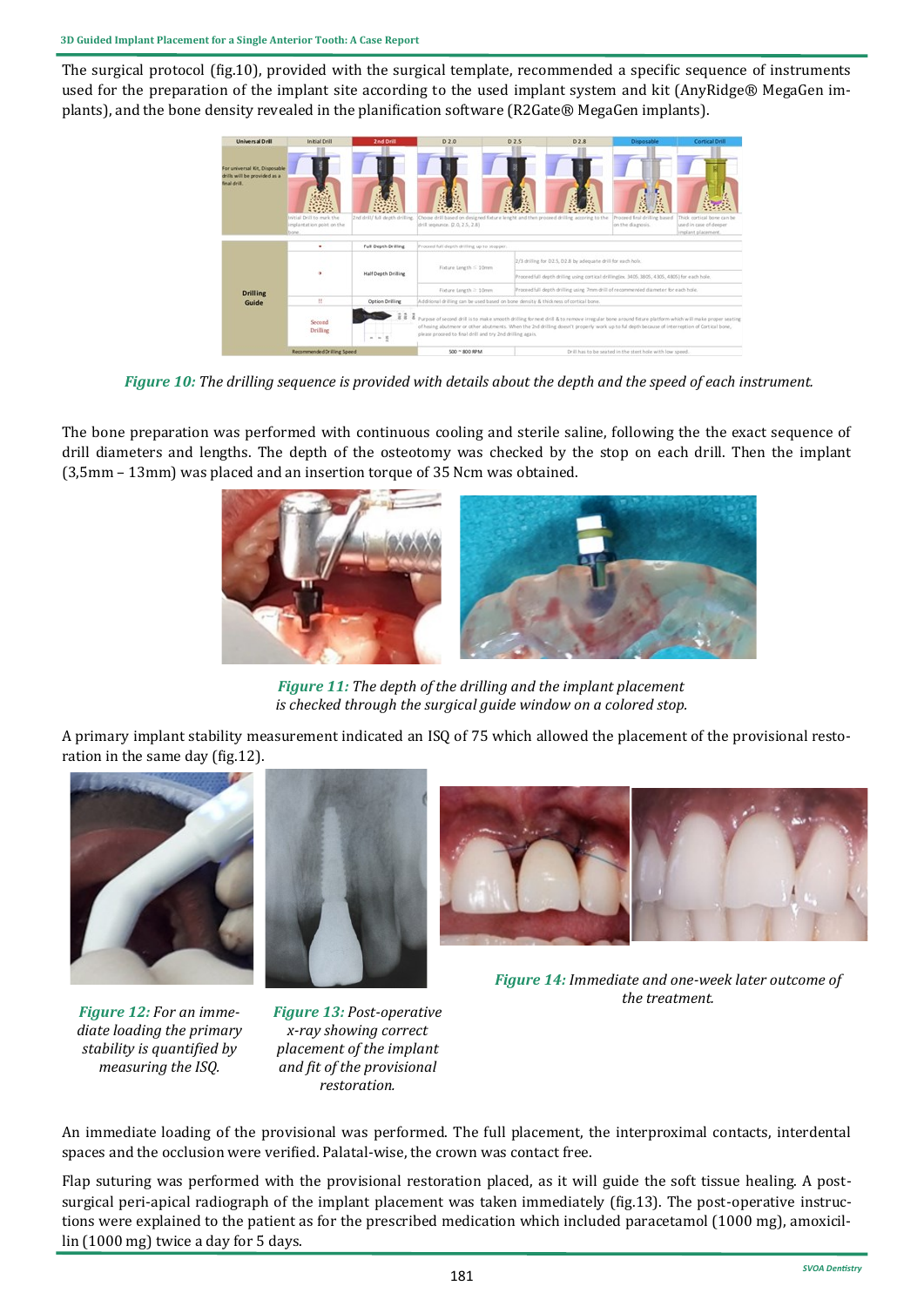The surgical protocol (fig.10), provided with the surgical template, recommended a specific sequence of instruments used for the preparation of the implant site according to the used implant system and kit (AnyRidge® MegaGen implants), and the bone density revealed in the planification software (R2Gate® MegaGen implants).

***Figure 10:*** *The drilling sequence is provided with details about the depth and the speed of each instrument.*

The bone preparation was performed with continuous cooling and sterile saline, following the the exact sequence of drill diameters and lengths. The depth of the osteotomy was checked by the stop on each drill. Then the implant (3,5mm – 13mm) was placed and an insertion torque of 35 Ncm was obtained.

***Figure 11:*** *The depth of the drilling and the implant placement is checked through the surgical guide window on a colored stop.*

A primary implant stability measurement indicated an ISQ of 75 which allowed the placement of the provisional restoration in the same day (fig.12).

***Figure 12:*** *For an immediate loading of the provisional the primary stability is quantified by measuring the ISQ.*

***Figure 13:*** *Post-operative x-ray showing correct placement of the implant and fit of the provisional restoration.*

***Figure 14:*** *Immediate and one-week later outcome of the treatment.*

An immediate loading of the provisional was performed. The full placement, the interproximal contacts, interdental spaces and the occlusion were verified. Palatal-wise, the crown was contact free.

Flap suturing was performed with the provisional restoration placed, as it will guide the soft tissue healing. A post-surgical peri-apical radiograph of the implant placement was taken immediately (fig.13). The post-operative instructions were explained to the patient as for the prescribed medication which included paracetamol (1000 mg), amoxicillin (1000 mg) twice a day for 5 days.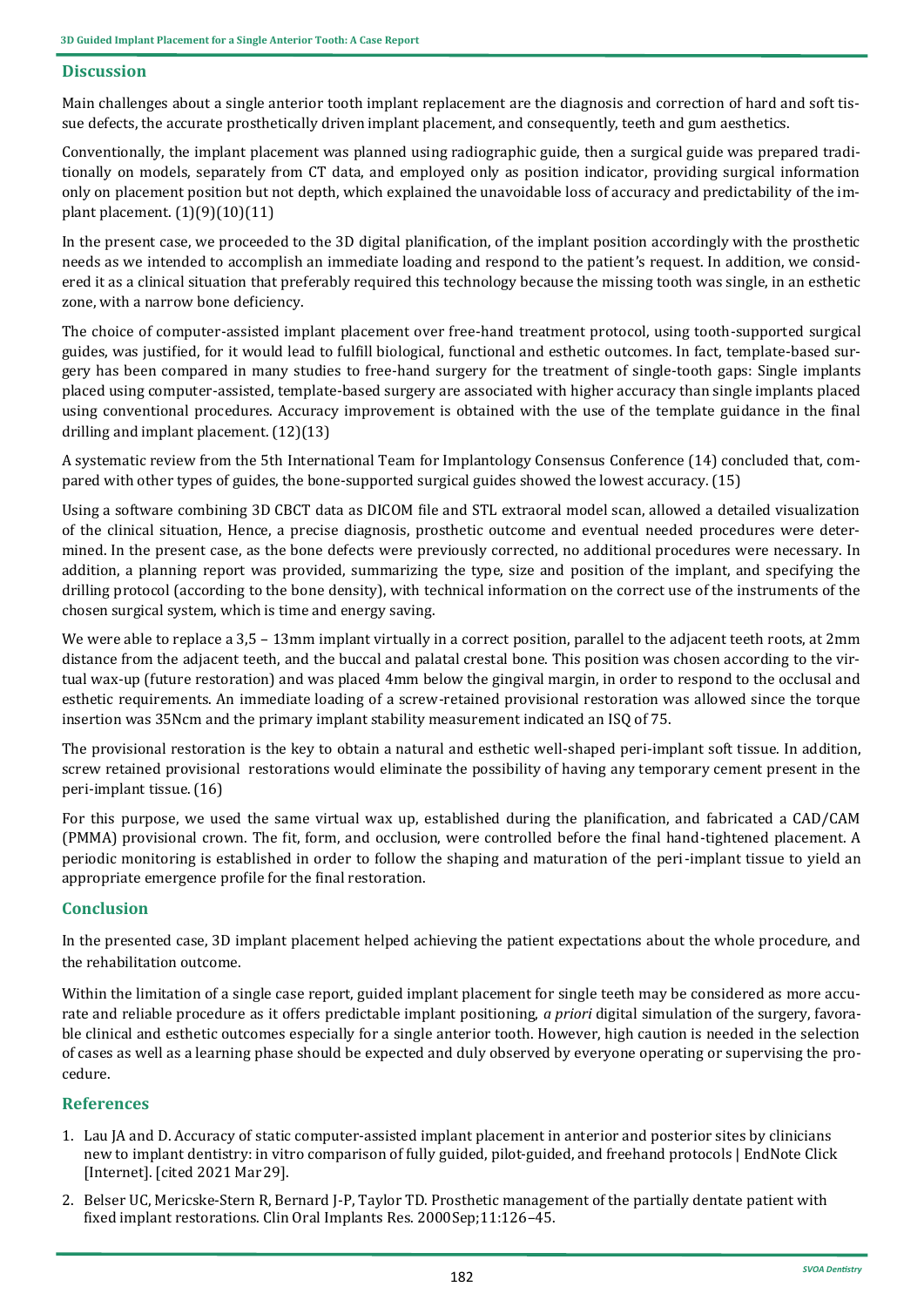## Discussion

Main challenges about a single anterior tooth implant replacement are the diagnosis and correction of hard and soft tissue defects, the accurate prosthetically driven implant placement, and consequently, teeth and gum aesthetics.

Conventionally, the implant placement was planned using radiographic guide, then a surgical guide was prepared traditionally on models, separately from CT data, and employed only as position indicator, providing surgical information only on placement position but not depth, which explained the unavoidable loss of accuracy and predictability of the implant placement. (1)(9)(10)(11)

In the present case, we proceeded to the 3D digital planification, of the implant position accordingly with the prosthetic needs as we intended to accomplish an immediate loading and respond to the patient's request. In addition, we considered it as a clinical situation that preferably required this technology because the missing tooth was single, in an esthetic zone, with a narrow bone deficiency.

The choice of computer-assisted implant placement over free-hand treatment protocol, using tooth-supported surgical guides, was justified, for it would lead to fulfill biological, functional and esthetic outcomes. In fact, template-based surgery has been compared in many studies to free-hand surgery for the treatment of single-tooth gaps: Single implants placed using computer-assisted, template-based surgery are associated with higher accuracy than single implants placed using conventional procedures. Accuracy improvement is obtained with the use of the template guidance in the final drilling and implant placement. (12)(13)

A systematic review from the 5th International Team for Implantology Consensus Conference (14) concluded that, compared with other types of guides, the bone-supported surgical guides showed the lowest accuracy. (15)

Using a software combining 3D CBCT data as DICOM file and STL extraoral model scan, allowed a detailed visualization of the clinical situation, Hence, a precise diagnosis, prosthetic outcome and eventual needed procedures were determined. In the present case, as the bone defects were previously corrected, no additional procedures were necessary. In addition, a planning report was provided, summarizing the type, size and position of the implant, and specifying the drilling protocol (according to the bone density), with technical information on the correct use of the instruments of the chosen surgical system, which is time and energy saving.

We were able to replace a 3,5 – 13mm implant virtually in a correct position, parallel to the adjacent teeth roots, at 2mm distance from the adjacent teeth, and the buccal and palatal crestal bone. This position was chosen according to the virtual wax-up (future restoration) and was placed 4mm below the gingival margin, in order to respond to the occlusal and esthetic requirements. An immediate loading of a screw-retained provisional restoration was allowed since the torque insertion was 35Ncm and the primary implant stability measurement indicated an ISQ of 75.

The provisional restoration is the key to obtain a natural and esthetic well-shaped peri-implant soft tissue. In addition, screw retained provisional restorations would eliminate the possibility of having any temporary cement present in the peri-implant tissue. (16)

For this purpose, we used the same virtual wax up, established during the planification, and fabricated a CAD/CAM (PMMA) provisional crown. The fit, form, and occlusion, were controlled before the final hand-tightened placement. A periodic monitoring is established in order to follow the shaping and maturation of the peri-implant tissue to yield an appropriate emergence profile for the final restoration.

## Conclusion

In the presented case, 3D implant placement helped achieving the patient expectations about the whole procedure, and the rehabilitation outcome.

Within the limitation of a single case report, guided implant placement for single teeth may be considered as more accurate and reliable procedure as it offers predictable implant positioning, *a priori* digital simulation of the surgery, favorable clinical and esthetic outcomes especially for a single anterior tooth. However, high caution is needed in the selection of cases as well as a learning phase should be expected and duly observed by everyone operating or supervising the procedure.

## References

1. Lau JA and D. Accuracy of static computer-assisted implant placement in anterior and posterior sites by clinicians new to implant dentistry: in vitro comparison of fully guided, pilot-guided, and freehand protocols | EndNote Click [Internet]. [cited 2021 Mar 29].
2. Belser UC, Mericske-Stern R, Bernard J-P, Taylor TD. Prosthetic management of the partially dentate patient with fixed implant restorations. Clin Oral Implants Res. 2000 Sep;11:126–45.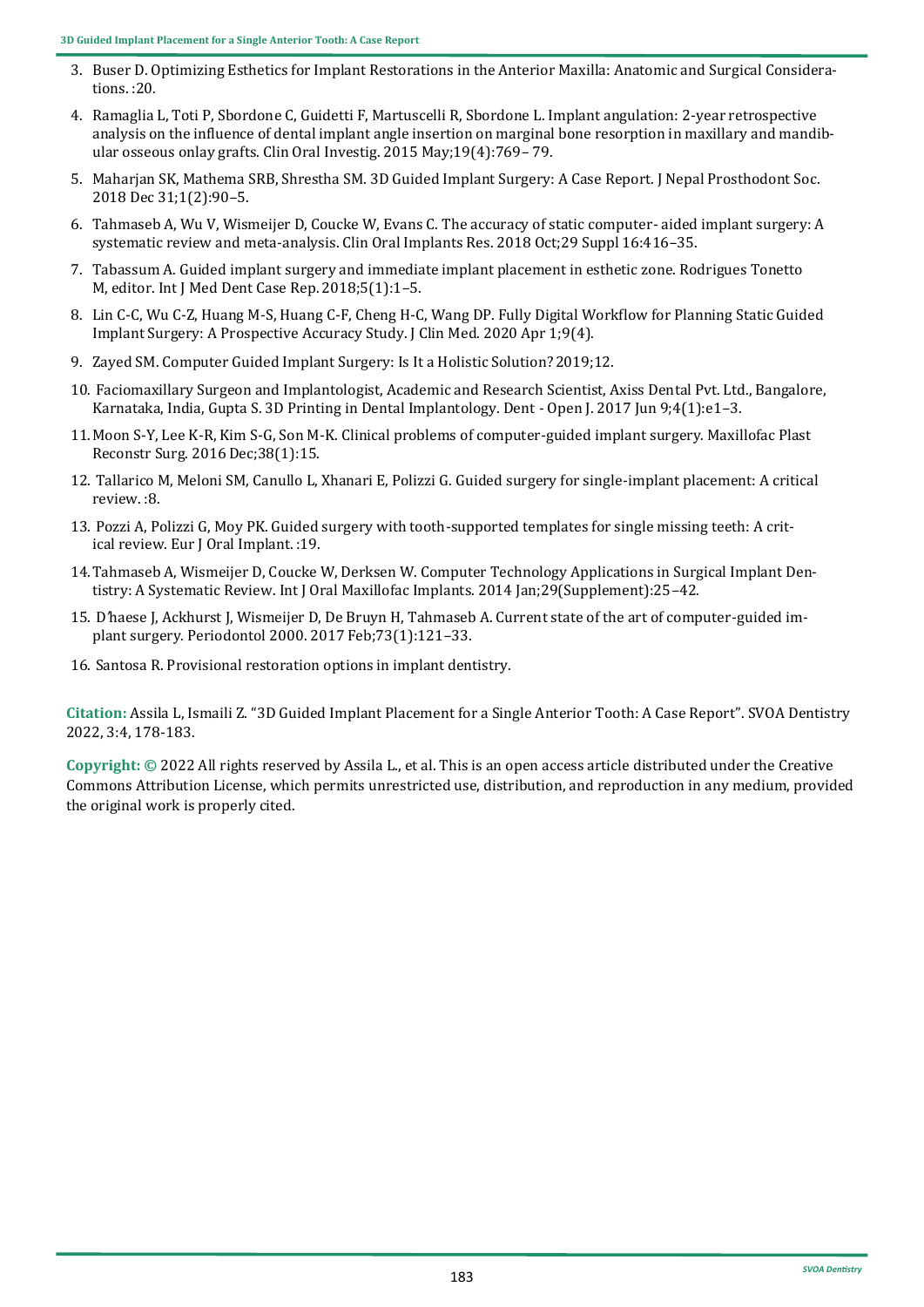3. Buser D. Optimizing Esthetics for Implant Restorations in the Anterior Maxilla: Anatomic and Surgical Considerations. :20.
4. Ramaglia L, Toti P, Sbordone C, Guidetti F, Martuscelli R, Sbordone L. Implant angulation: 2-year retrospective analysis on the influence of dental implant angle insertion on marginal bone resorption in maxillary and mandibular osseous onlay grafts. Clin Oral Investig. 2015 May;19(4):769– 79.
5. Maharjan SK, Mathema SRB, Shrestha SM. 3D Guided Implant Surgery: A Case Report. J Nepal Prosthodont Soc. 2018 Dec 31;1(2):90–5.
6. Tahmaseb A, Wu V, Wismeijer D, Coucke W, Evans C. The accuracy of static computer- aided implant surgery: A systematic review and meta-analysis. Clin Oral Implants Res. 2018 Oct;29 Suppl 16:416–35.
7. Tabassum A. Guided implant surgery and immediate implant placement in esthetic zone. Rodrigues Tonetto M, editor. Int J Med Dent Case Rep. 2018;5(1):1–5.
8. Lin C-C, Wu C-Z, Huang M-S, Huang C-F, Cheng H-C, Wang DP. Fully Digital Workflow for Planning Static Guided Implant Surgery: A Prospective Accuracy Study. J Clin Med. 2020 Apr 1;9(4).
9. Zayed SM. Computer Guided Implant Surgery: Is It a Holistic Solution? 2019;12.
10. Faciomaxillary Surgeon and Implantologist, Academic and Research Scientist, Axiss Dental Pvt. Ltd., Bangalore, Karnataka, India, Gupta S. 3D Printing in Dental Implantology. Dent - Open J. 2017 Jun 9;4(1):e1–3.
11. Moon S-Y, Lee K-R, Kim S-G, Son M-K. Clinical problems of computer-guided implant surgery. Maxillofac Plast Reconstr Surg. 2016 Dec;38(1):15.
12. Tallarico M, Meloni SM, Canullo L, Xhanari E, Polizzi G. Guided surgery for single-implant placement: A critical review. :8.
13. Pozzi A, Polizzi G, Moy PK. Guided surgery with tooth-supported templates for single missing teeth: A critical review. Eur J Oral Implant. :19.
14. Tahmaseb A, Wismeijer D, Coucke W, Derksen W. Computer Technology Applications in Surgical Implant Dentistry: A Systematic Review. Int J Oral Maxillofac Implants. 2014 Jan;29(Supplement):25–42.
15. D'haese J, Ackhurst J, Wismeijer D, De Bruyn H, Tahmaseb A. Current state of the art of computer-guided implant surgery. Periodontol 2000. 2017 Feb;73(1):121–33.
16. Santosa R. Provisional restoration options in implant dentistry.

**Citation:** Assila L, Ismaili Z. "3D Guided Implant Placement for a Single Anterior Tooth: A Case Report". SVOA Dentistry 2022, 3:4, 178-183.

**Copyright:** © 2022 All rights reserved by Assila L., et al. This is an open access article distributed under the Creative Commons Attribution License, which permits unrestricted use, distribution, and reproduction in any medium, provided the original work is properly cited.